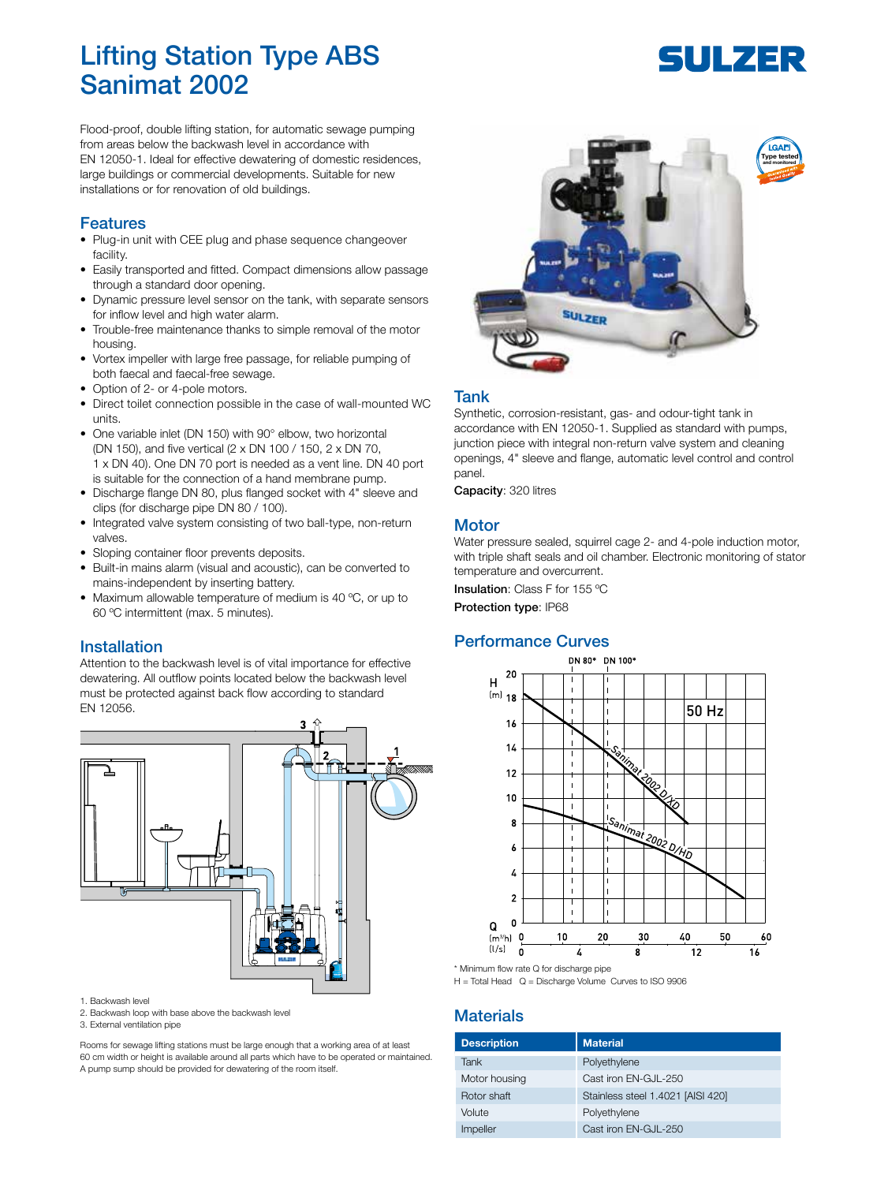# Lifting Station Type ABS Sanimat 2002

Flood-proof, double lifting station, for automatic sewage pumping from areas below the backwash level in accordance with EN 12050-1. Ideal for effective dewatering of domestic residences, large buildings or commercial developments. Suitable for new installations or for renovation of old buildings.

## Features

- Plug-in unit with CEE plug and phase sequence changeover facility.
- Easily transported and fitted. Compact dimensions allow passage through a standard door opening.
- Dynamic pressure level sensor on the tank, with separate sensors for inflow level and high water alarm.
- Trouble-free maintenance thanks to simple removal of the motor housing.
- Vortex impeller with large free passage, for reliable pumping of both faecal and faecal-free sewage.
- Option of 2- or 4-pole motors.
- Direct toilet connection possible in the case of wall-mounted WC units.
- One variable inlet (DN 150) with 90° elbow, two horizontal (DN 150), and five vertical (2 x DN 100 / 150, 2 x DN 70, 1 x DN 40). One DN 70 port is needed as a vent line. DN 40 port is suitable for the connection of a hand membrane pump.
- Discharge flange DN 80, plus flanged socket with 4" sleeve and clips (for discharge pipe DN 80 / 100).
- Integrated valve system consisting of two ball-type, non-return valves.
- Sloping container floor prevents deposits.
- Built-in mains alarm (visual and acoustic), can be converted to mains-independent by inserting battery.
- Maximum allowable temperature of medium is 40 ºC, or up to 60 ºC intermittent (max. 5 minutes).

## Installation

Attention to the backwash level is of vital importance for effective dewatering. All outflow points located below the backwash level must be protected against back flow according to standard EN 12056.

1. Backwash level
2. Backwash loop with base above the backwash level
3. External ventilation pipe

Rooms for sewage lifting stations must be large enough that a working area of at least 60 cm width or height is available around all parts which have to be operated or maintained. A pump sump should be provided for dewatering of the room itself.

## Tank

Synthetic, corrosion-resistant, gas- and odour-tight tank in accordance with EN 12050-1. Supplied as standard with pumps, junction piece with integral non-return valve system and cleaning openings, 4" sleeve and flange, automatic level control and control panel.

**Capacity**: 320 litres

## Motor

Water pressure sealed, squirrel cage 2- and 4-pole induction motor, with triple shaft seals and oil chamber. Electronic monitoring of stator temperature and overcurrent.

**Insulation**: Class F for 155 ºC

**Protection type**: IP68

## Performance Curves

\* Minimum flow rate Q for discharge pipe

H = Total Head  Q = Discharge Volume  Curves to ISO 9906

## Materials

| Description | Material |
|---|---|
| Tank | Polyethylene |
| Motor housing | Cast iron EN-GJL-250 |
| Rotor shaft | Stainless steel 1.4021 [AISI 420] |
| Volute | Polyethylene |
| Impeller | Cast iron EN-GJL-250 |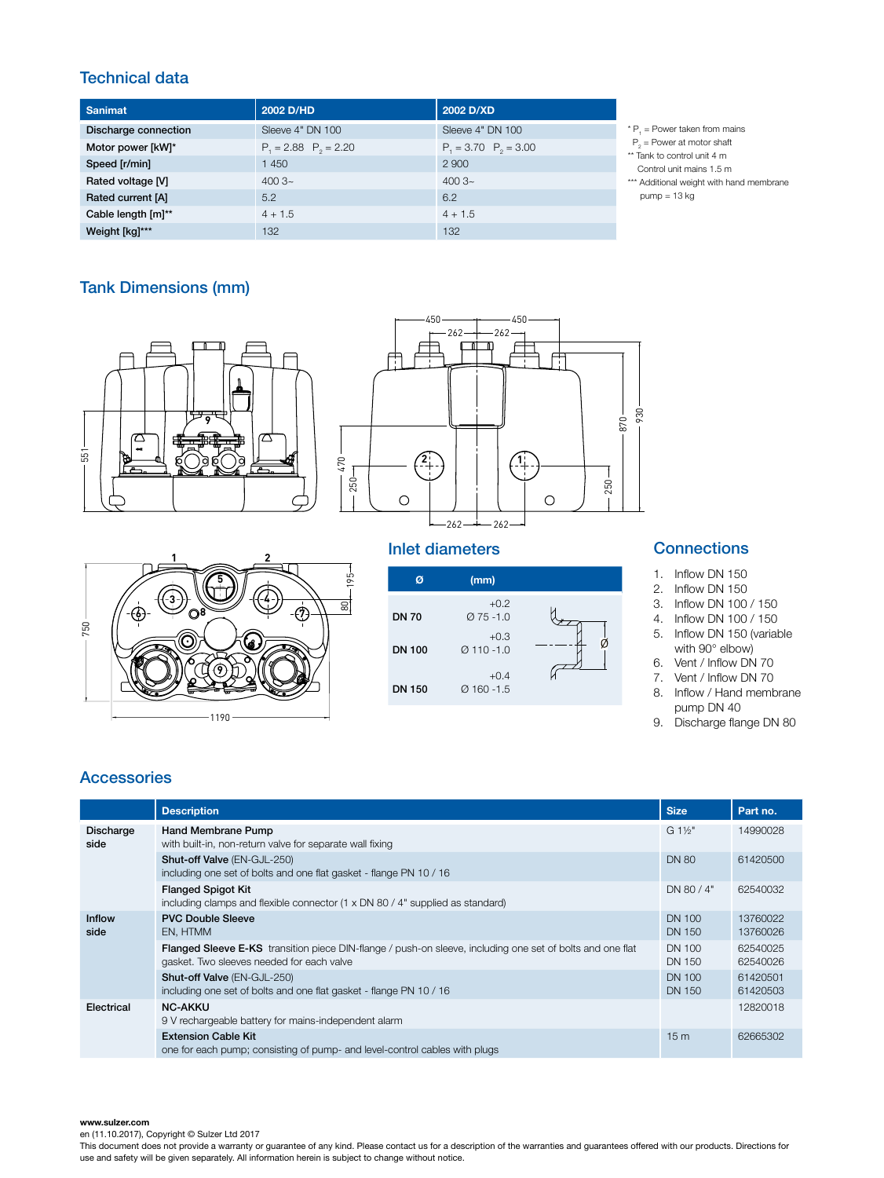## Technical data

| Sanimat | 2002 D/HD | 2002 D/XD |
|---|---|---|
| Discharge connection | Sleeve 4" DN 100 | Sleeve 4" DN 100 |
| Motor power [kW]* | $P_1$ = 2.88 $P_2$ = 2.20 | $P_1$ = 3.70 $P_2$ = 3.00 |
| Speed [r/min] | 1 450 | 2 900 |
| Rated voltage [V] | 400 3~ | 400 3~ |
| Rated current [A] | 5.2 | 6.2 |
| Cable length [m]** | 4 + 1.5 | 4 + 1.5 |
| Weight [kg]*** | 132 | 132 |

\* $P_1$ = Power taken from mains
$P_2$ = Power at motor shaft
\*\* Tank to control unit 4 m
Control unit mains 1.5 m
\*\*\* Additional weight with hand membrane pump = 13 kg

## Tank Dimensions (mm)

551
450 450
262 262
470
250
870
930
250
262 262
750
195
80
1190

## Inlet diameters

| Ø | (mm) |
|---|---|
| DN 70 | Ø 75 +0.2 -1.0 |
| DN 100 | Ø 110 +0.3 -1.0 |
| DN 150 | Ø 160 +0.4 -1.5 |

## Connections

1. Inflow DN 150
2. Inflow DN 150
3. Inflow DN 100 / 150
4. Inflow DN 100 / 150
5. Inflow DN 150 (variable with 90° elbow)
6. Vent / Inflow DN 70
7. Vent / Inflow DN 70
8. Inflow / Hand membrane pump DN 40
9. Discharge flange DN 80

## Accessories

| | Description | Size | Part no. |
|---|---|---|---|
| Discharge side | **Hand Membrane Pump** with built-in, non-return valve for separate wall fixing | G 1½" | 14990028 |
| | **Shut-off Valve** (EN-GJL-250) including one set of bolts and one flat gasket - flange PN 10 / 16 | DN 80 | 61420500 |
| | **Flanged Spigot Kit** including clamps and flexible connector (1 x DN 80 / 4" supplied as standard) | DN 80 / 4" | 62540032 |
| Inflow side | **PVC Double Sleeve** EN, HTMM | DN 100<br>DN 150 | 13760022<br>13760026 |
| | **Flanged Sleeve E-KS** transition piece DIN-flange / push-on sleeve, including one set of bolts and one flat gasket. Two sleeves needed for each valve | DN 100<br>DN 150 | 62540025<br>62540026 |
| | **Shut-off Valve** (EN-GJL-250) including one set of bolts and one flat gasket - flange PN 10 / 16 | DN 100<br>DN 150 | 61420501<br>61420503 |
| Electrical | **NC-AKKU** 9 V rechargeable battery for mains-independent alarm | | 12820018 |
| | **Extension Cable Kit** one for each pump; consisting of pump- and level-control cables with plugs | 15 m | 62665302 |

**www.sulzer.com**
en (11.10.2017), Copyright © Sulzer Ltd 2017
This document does not provide a warranty or guarantee of any kind. Please contact us for a description of the warranties and guarantees offered with our products. Directions for use and safety will be given separately. All information herein is subject to change without notice.